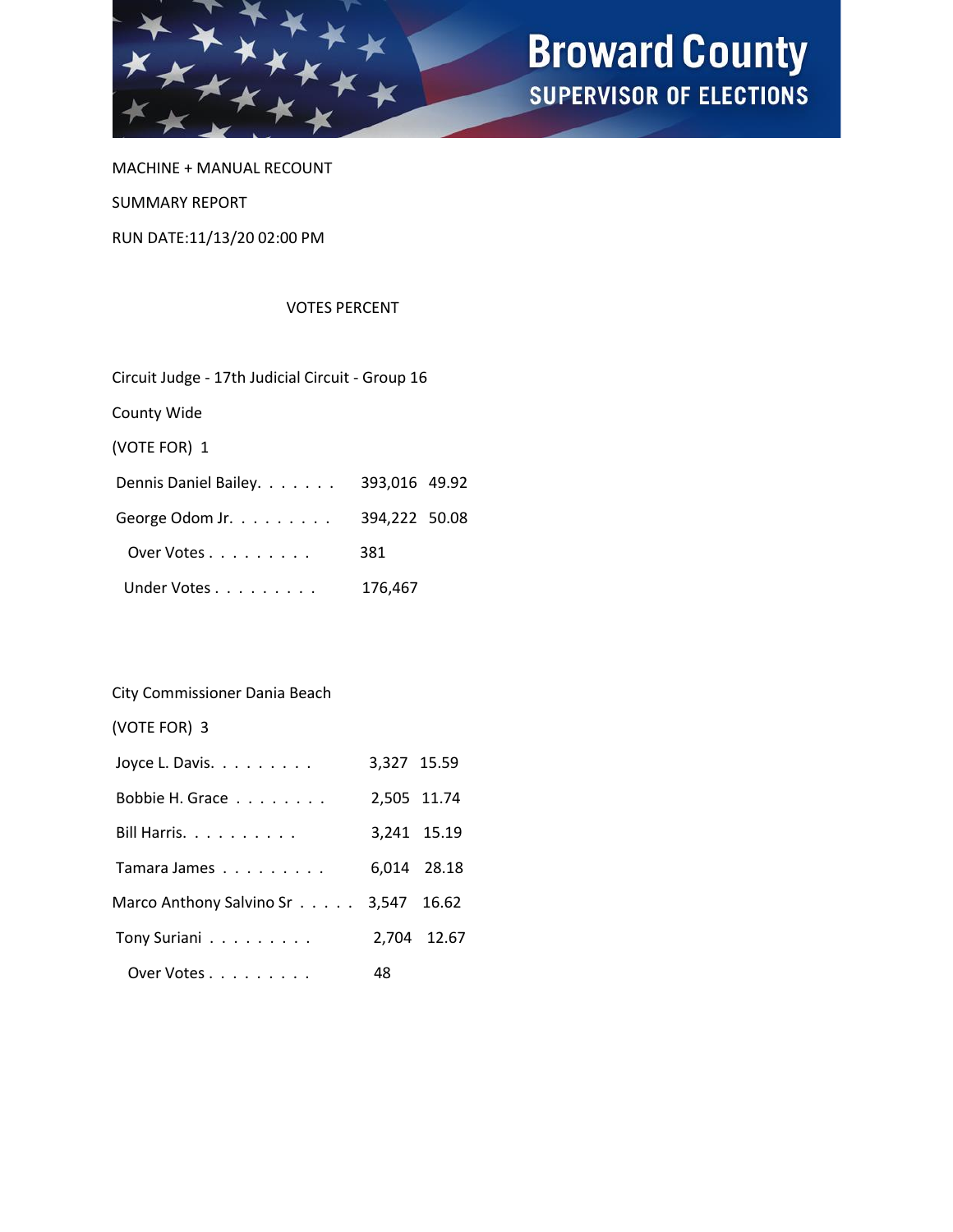# Broward County

## SUPERVISOR OF ELECTIONS

MACHINE + MANUAL RECOUNT

SUMMARY REPORT

RUN DATE:11/13/20 02:00 PM

### Circuit Judge - 17th Judicial Circuit - Group 16

County Wide

(VOTE FOR) 1

| | VOTES | PERCENT |
|---|---|---|
| Dennis Daniel Bailey. . . . . . . | 393,016 | 49.92 |
| George Odom Jr. . . . . . . . . | 394,222 | 50.08 |
| Over Votes . . . . . . . . . | 381 | |
| Under Votes . . . . . . . . . | 176,467 | |

### City Commissioner Dania Beach

(VOTE FOR) 3

| | VOTES | PERCENT |
|---|---|---|
| Joyce L. Davis. . . . . . . . . | 3,327 | 15.59 |
| Bobbie H. Grace . . . . . . . . | 2,505 | 11.74 |
| Bill Harris. . . . . . . . . . | 3,241 | 15.19 |
| Tamara James . . . . . . . . . | 6,014 | 28.18 |
| Marco Anthony Salvino Sr . . . . . | 3,547 | 16.62 |
| Tony Suriani . . . . . . . . . | 2,704 | 12.67 |
| Over Votes . . . . . . . . . | 48 | |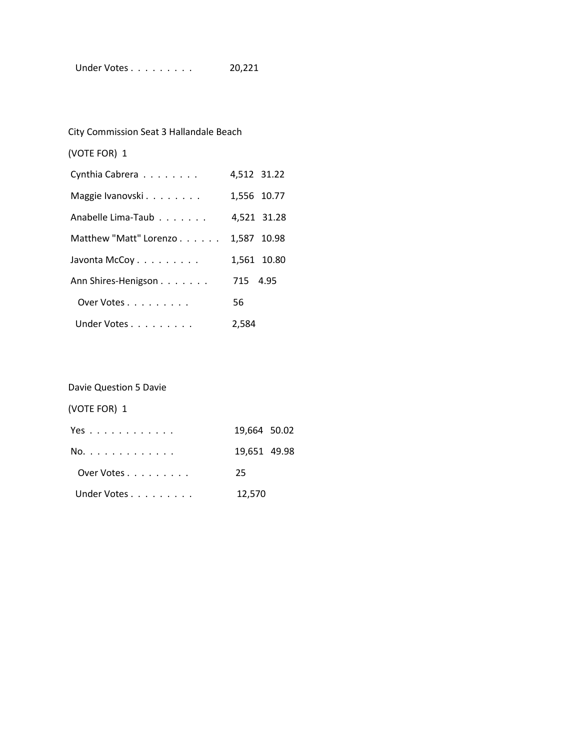| | | |
|---|---|---|
| Under Votes . . . . . . . . . | 20,221 | |

City Commission Seat 3 Hallandale Beach

(VOTE FOR) 1

| | | |
|---|---|---|
| Cynthia Cabrera . . . . . . . . | 4,512 | 31.22 |
| Maggie Ivanovski . . . . . . . . | 1,556 | 10.77 |
| Anabelle Lima-Taub . . . . . . . | 4,521 | 31.28 |
| Matthew "Matt" Lorenzo . . . . . . | 1,587 | 10.98 |
| Javonta McCoy . . . . . . . . . | 1,561 | 10.80 |
| Ann Shires-Henigson . . . . . . . | 715 | 4.95 |
| Over Votes . . . . . . . . . | 56 | |
| Under Votes . . . . . . . . . | 2,584 | |

Davie Question 5 Davie

(VOTE FOR) 1

| | | |
|---|---|---|
| Yes . . . . . . . . . . . . | 19,664 | 50.02 |
| No. . . . . . . . . . . . . | 19,651 | 49.98 |
| Over Votes . . . . . . . . . | 25 | |
| Under Votes . . . . . . . . . | 12,570 | |